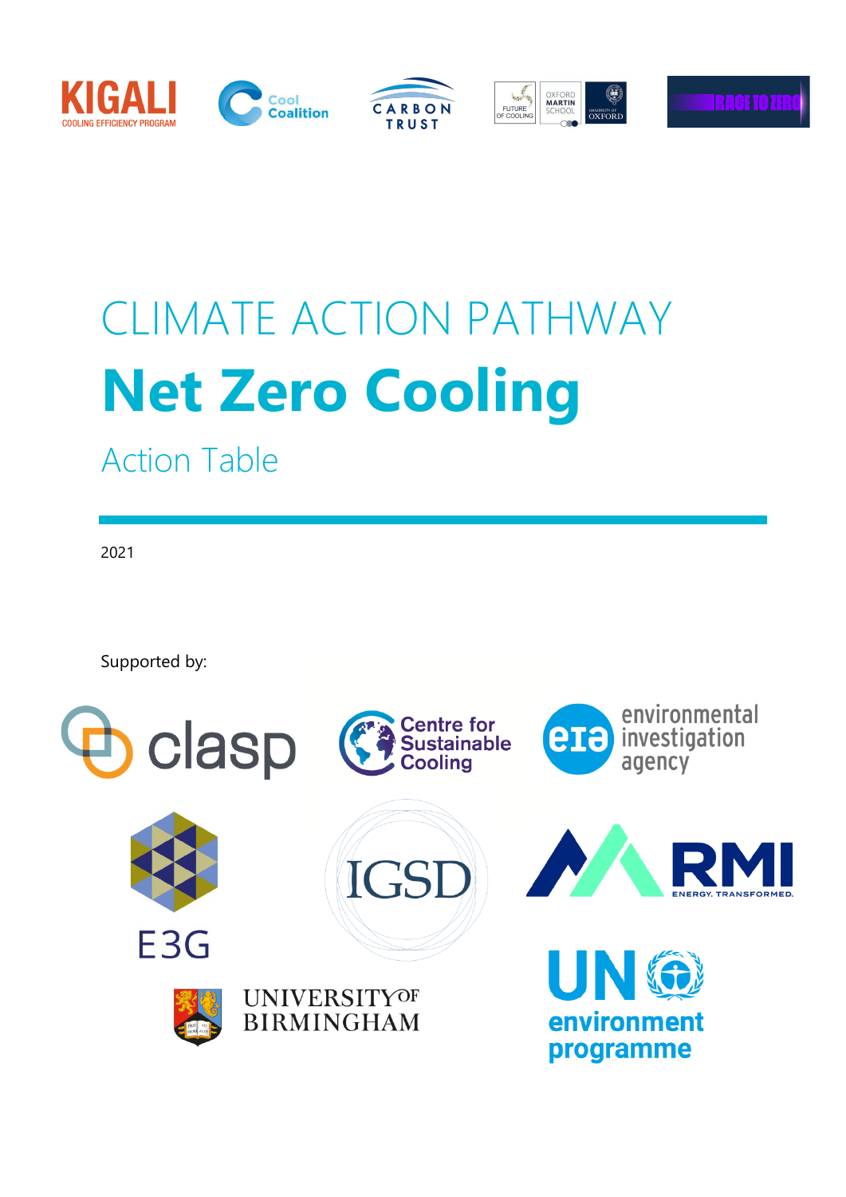# CLIMATE ACTION PATHWAY

# Net Zero Cooling

## Action Table

2021

Supported by: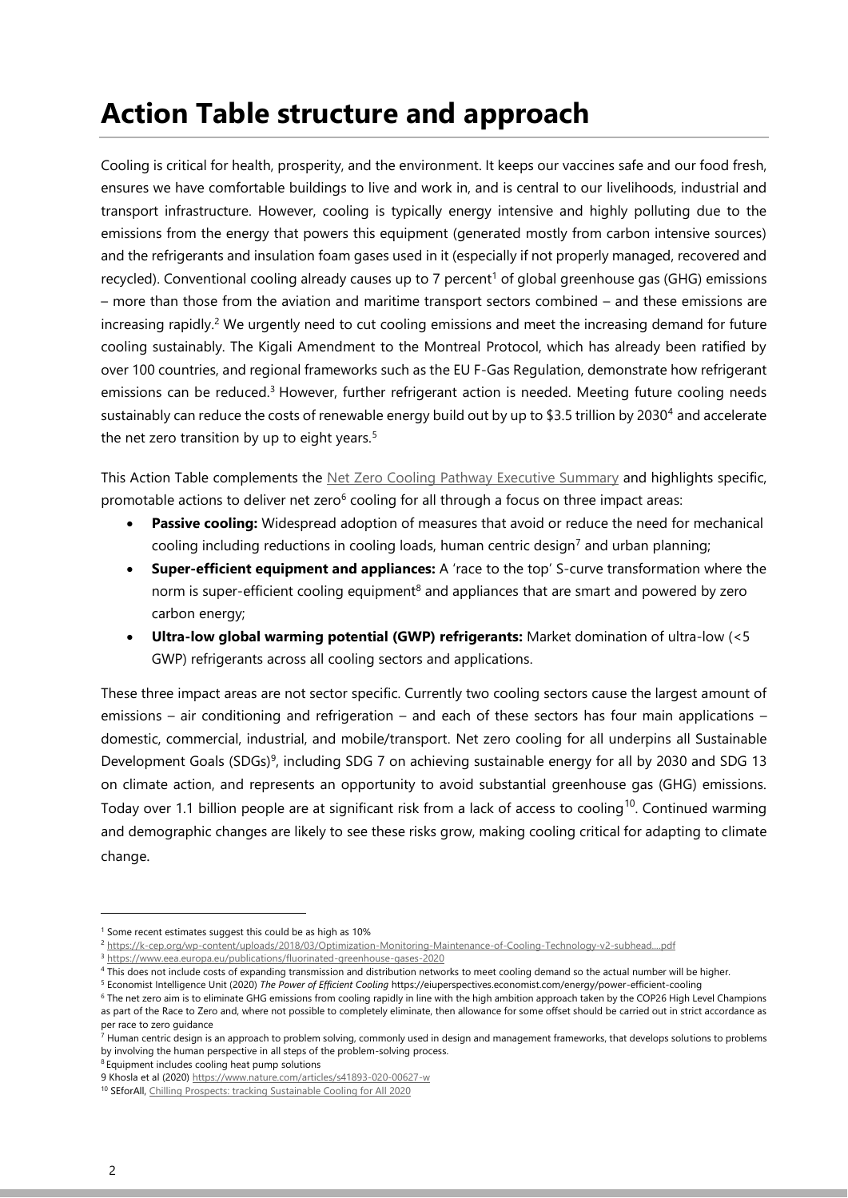# Action Table structure and approach

Cooling is critical for health, prosperity, and the environment. It keeps our vaccines safe and our food fresh, ensures we have comfortable buildings to live and work in, and is central to our livelihoods, industrial and transport infrastructure. However, cooling is typically energy intensive and highly polluting due to the emissions from the energy that powers this equipment (generated mostly from carbon intensive sources) and the refrigerants and insulation foam gases used in it (especially if not properly managed, recovered and recycled). Conventional cooling already causes up to 7 percent[1] of global greenhouse gas (GHG) emissions – more than those from the aviation and maritime transport sectors combined – and these emissions are increasing rapidly.[2] We urgently need to cut cooling emissions and meet the increasing demand for future cooling sustainably. The Kigali Amendment to the Montreal Protocol, which has already been ratified by over 100 countries, and regional frameworks such as the EU F-Gas Regulation, demonstrate how refrigerant emissions can be reduced.[3] However, further refrigerant action is needed. Meeting future cooling needs sustainably can reduce the costs of renewable energy build out by up to $3.5 trillion by 2030[4] and accelerate the net zero transition by up to eight years.[5]

This Action Table complements the Net Zero Cooling Pathway Executive Summary and highlights specific, promotable actions to deliver net zero[6] cooling for all through a focus on three impact areas:

- **Passive cooling:** Widespread adoption of measures that avoid or reduce the need for mechanical cooling including reductions in cooling loads, human centric design[7] and urban planning;
- **Super-efficient equipment and appliances:** A 'race to the top' S-curve transformation where the norm is super-efficient cooling equipment[8] and appliances that are smart and powered by zero carbon energy;
- **Ultra-low global warming potential (GWP) refrigerants:** Market domination of ultra-low (<5 GWP) refrigerants across all cooling sectors and applications.

These three impact areas are not sector specific. Currently two cooling sectors cause the largest amount of emissions – air conditioning and refrigeration – and each of these sectors has four main applications – domestic, commercial, industrial, and mobile/transport. Net zero cooling for all underpins all Sustainable Development Goals (SDGs)[9], including SDG 7 on achieving sustainable energy for all by 2030 and SDG 13 on climate action, and represents an opportunity to avoid substantial greenhouse gas (GHG) emissions. Today over 1.1 billion people are at significant risk from a lack of access to cooling[10]. Continued warming and demographic changes are likely to see these risks grow, making cooling critical for adapting to climate change.

---

[1] Some recent estimates suggest this could be as high as 10%

[2] https://k-cep.org/wp-content/uploads/2018/03/Optimization-Monitoring-Maintenance-of-Cooling-Technology-v2-subhead....pdf

[3] https://www.eea.europa.eu/publications/fluorinated-greenhouse-gases-2020

[4] This does not include costs of expanding transmission and distribution networks to meet cooling demand so the actual number will be higher.

[5] Economist Intelligence Unit (2020) *The Power of Efficient Cooling* https://eiuperspectives.economist.com/energy/power-efficient-cooling

[6] The net zero aim is to eliminate GHG emissions from cooling rapidly in line with the high ambition approach taken by the COP26 High Level Champions as part of the Race to Zero and, where not possible to completely eliminate, then allowance for some offset should be carried out in strict accordance as per race to zero guidance

[7] Human centric design is an approach to problem solving, commonly used in design and management frameworks, that develops solutions to problems by involving the human perspective in all steps of the problem-solving process.

[8] Equipment includes cooling heat pump solutions

[9] Khosla et al (2020) https://www.nature.com/articles/s41893-020-00627-w

[10] SEforAll, Chilling Prospects: tracking Sustainable Cooling for All 2020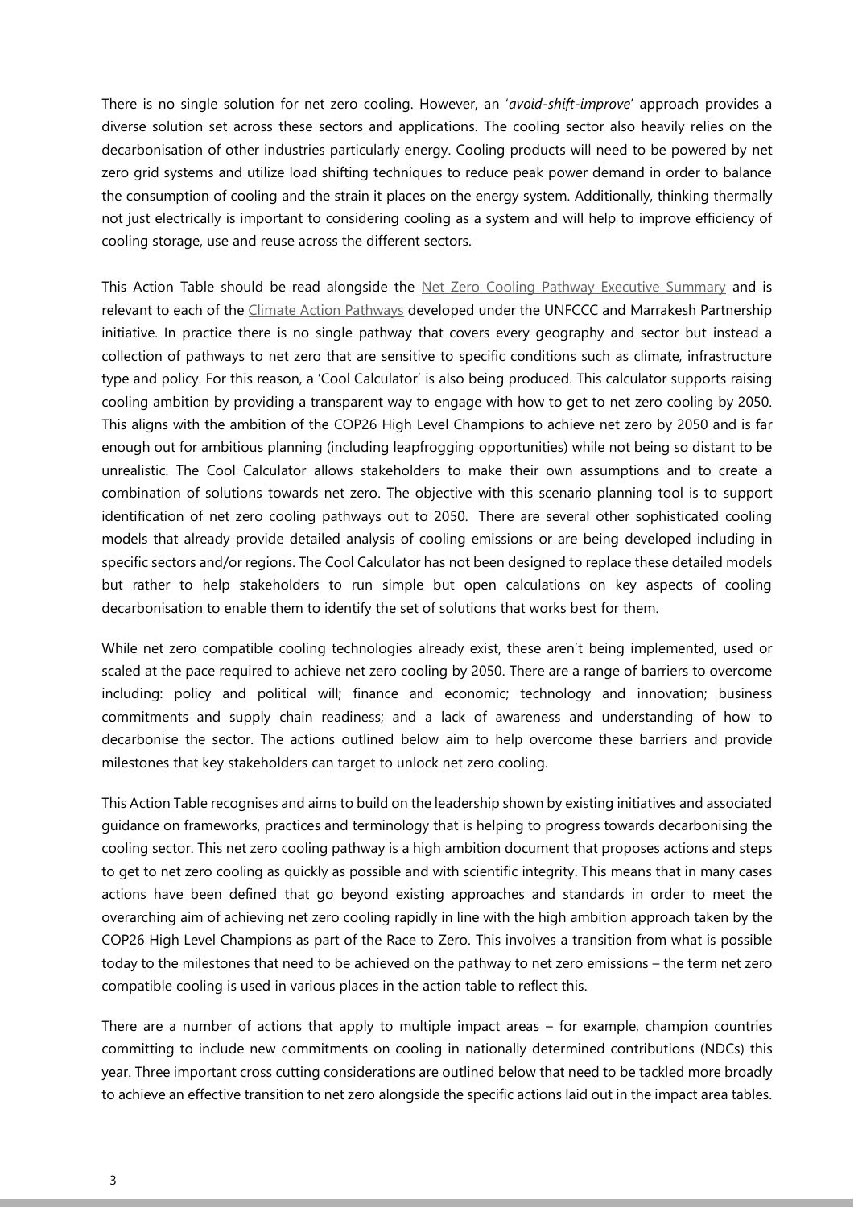There is no single solution for net zero cooling. However, an '*avoid-shift-improve*' approach provides a diverse solution set across these sectors and applications. The cooling sector also heavily relies on the decarbonisation of other industries particularly energy. Cooling products will need to be powered by net zero grid systems and utilize load shifting techniques to reduce peak power demand in order to balance the consumption of cooling and the strain it places on the energy system. Additionally, thinking thermally not just electrically is important to considering cooling as a system and will help to improve efficiency of cooling storage, use and reuse across the different sectors.

This Action Table should be read alongside the Net Zero Cooling Pathway Executive Summary and is relevant to each of the Climate Action Pathways developed under the UNFCCC and Marrakesh Partnership initiative. In practice there is no single pathway that covers every geography and sector but instead a collection of pathways to net zero that are sensitive to specific conditions such as climate, infrastructure type and policy. For this reason, a 'Cool Calculator' is also being produced. This calculator supports raising cooling ambition by providing a transparent way to engage with how to get to net zero cooling by 2050. This aligns with the ambition of the COP26 High Level Champions to achieve net zero by 2050 and is far enough out for ambitious planning (including leapfrogging opportunities) while not being so distant to be unrealistic. The Cool Calculator allows stakeholders to make their own assumptions and to create a combination of solutions towards net zero. The objective with this scenario planning tool is to support identification of net zero cooling pathways out to 2050. There are several other sophisticated cooling models that already provide detailed analysis of cooling emissions or are being developed including in specific sectors and/or regions. The Cool Calculator has not been designed to replace these detailed models but rather to help stakeholders to run simple but open calculations on key aspects of cooling decarbonisation to enable them to identify the set of solutions that works best for them.

While net zero compatible cooling technologies already exist, these aren't being implemented, used or scaled at the pace required to achieve net zero cooling by 2050. There are a range of barriers to overcome including: policy and political will; finance and economic; technology and innovation; business commitments and supply chain readiness; and a lack of awareness and understanding of how to decarbonise the sector. The actions outlined below aim to help overcome these barriers and provide milestones that key stakeholders can target to unlock net zero cooling.

This Action Table recognises and aims to build on the leadership shown by existing initiatives and associated guidance on frameworks, practices and terminology that is helping to progress towards decarbonising the cooling sector. This net zero cooling pathway is a high ambition document that proposes actions and steps to get to net zero cooling as quickly as possible and with scientific integrity. This means that in many cases actions have been defined that go beyond existing approaches and standards in order to meet the overarching aim of achieving net zero cooling rapidly in line with the high ambition approach taken by the COP26 High Level Champions as part of the Race to Zero. This involves a transition from what is possible today to the milestones that need to be achieved on the pathway to net zero emissions – the term net zero compatible cooling is used in various places in the action table to reflect this.

There are a number of actions that apply to multiple impact areas – for example, champion countries committing to include new commitments on cooling in nationally determined contributions (NDCs) this year. Three important cross cutting considerations are outlined below that need to be tackled more broadly to achieve an effective transition to net zero alongside the specific actions laid out in the impact area tables.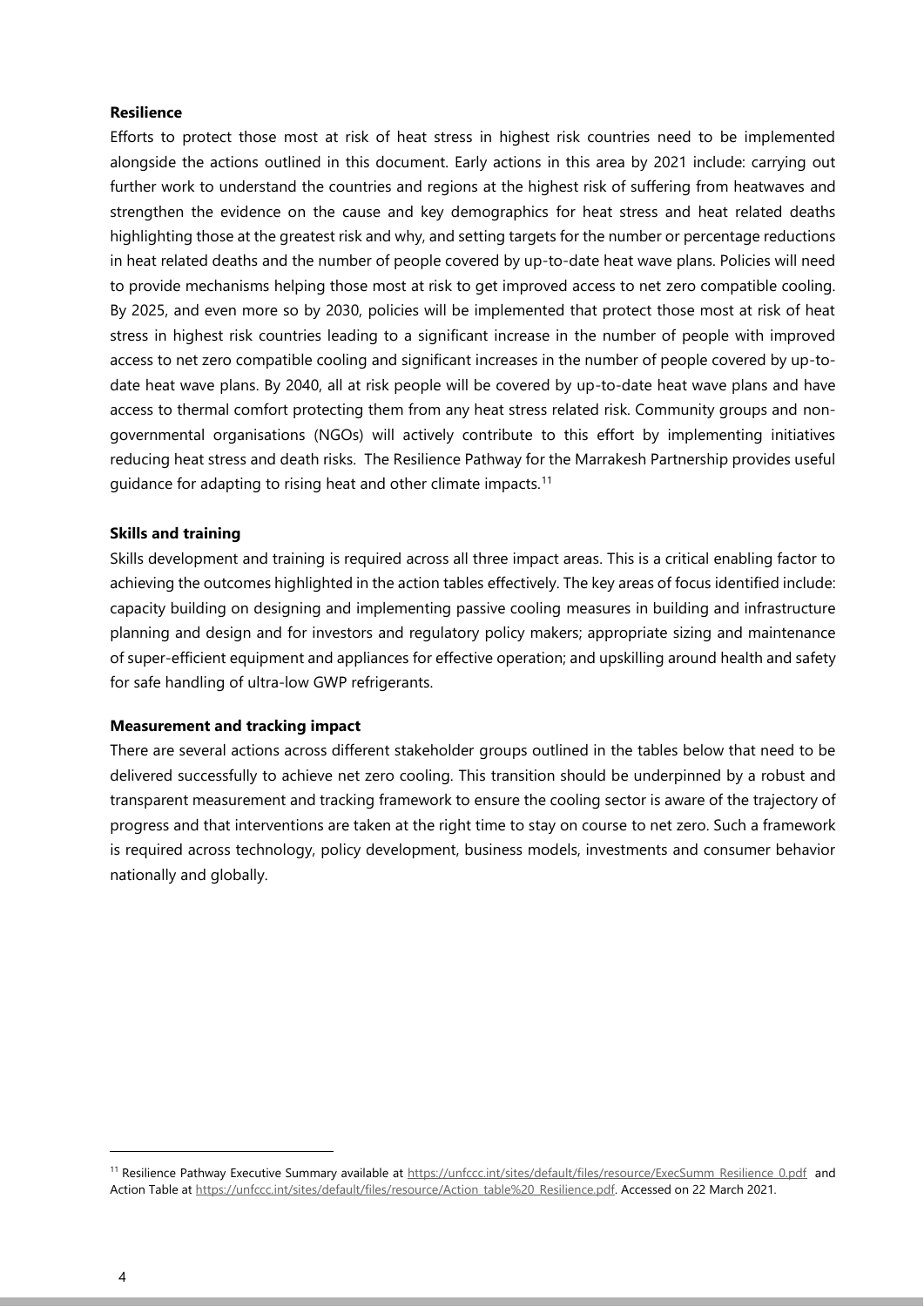**Resilience**

Efforts to protect those most at risk of heat stress in highest risk countries need to be implemented alongside the actions outlined in this document. Early actions in this area by 2021 include: carrying out further work to understand the countries and regions at the highest risk of suffering from heatwaves and strengthen the evidence on the cause and key demographics for heat stress and heat related deaths highlighting those at the greatest risk and why, and setting targets for the number or percentage reductions in heat related deaths and the number of people covered by up-to-date heat wave plans. Policies will need to provide mechanisms helping those most at risk to get improved access to net zero compatible cooling. By 2025, and even more so by 2030, policies will be implemented that protect those most at risk of heat stress in highest risk countries leading to a significant increase in the number of people with improved access to net zero compatible cooling and significant increases in the number of people covered by up-to-date heat wave plans. By 2040, all at risk people will be covered by up-to-date heat wave plans and have access to thermal comfort protecting them from any heat stress related risk. Community groups and non-governmental organisations (NGOs) will actively contribute to this effort by implementing initiatives reducing heat stress and death risks. The Resilience Pathway for the Marrakesh Partnership provides useful guidance for adapting to rising heat and other climate impacts.[11]

**Skills and training**

Skills development and training is required across all three impact areas. This is a critical enabling factor to achieving the outcomes highlighted in the action tables effectively. The key areas of focus identified include: capacity building on designing and implementing passive cooling measures in building and infrastructure planning and design and for investors and regulatory policy makers; appropriate sizing and maintenance of super-efficient equipment and appliances for effective operation; and upskilling around health and safety for safe handling of ultra-low GWP refrigerants.

**Measurement and tracking impact**

There are several actions across different stakeholder groups outlined in the tables below that need to be delivered successfully to achieve net zero cooling. This transition should be underpinned by a robust and transparent measurement and tracking framework to ensure the cooling sector is aware of the trajectory of progress and that interventions are taken at the right time to stay on course to net zero. Such a framework is required across technology, policy development, business models, investments and consumer behavior nationally and globally.

---

[11] Resilience Pathway Executive Summary available at https://unfccc.int/sites/default/files/resource/ExecSumm_Resilience_0.pdf and Action Table at https://unfccc.int/sites/default/files/resource/Action_table%20_Resilience.pdf. Accessed on 22 March 2021.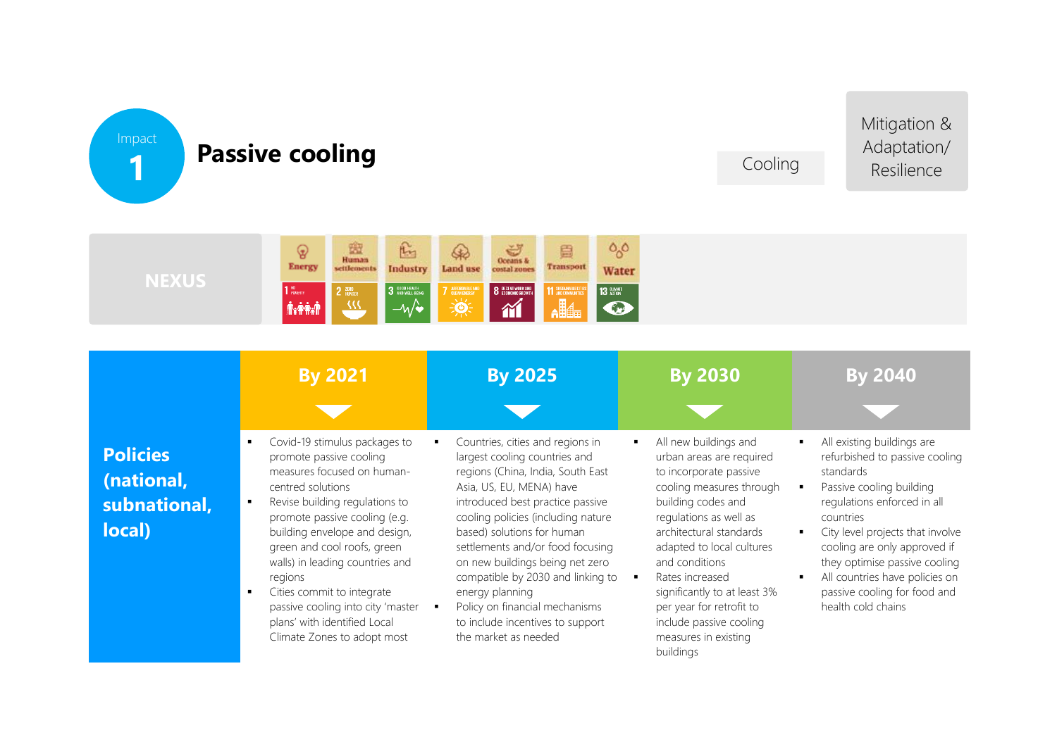# Impact 1 — Passive cooling

Cooling | Mitigation & Adaptation/ Resilience

**NEXUS**

Energy | Human settlements | Industry | Land use | Oceans & costal zones | Transport | Water

| | By 2021 | By 2025 | By 2030 | By 2040 |
|---|---|---|---|---|
| **Policies (national, subnational, local)** | ▪ Covid-19 stimulus packages to promote passive cooling measures focused on human-centred solutions<br>▪ Revise building regulations to promote passive cooling (e.g. building envelope and design, green and cool roofs, green walls) in leading countries and regions<br>▪ Cities commit to integrate passive cooling into city 'master plans' with identified Local Climate Zones to adopt most | ▪ Countries, cities and regions in largest cooling countries and regions (China, India, South East Asia, US, EU, MENA) have introduced best practice passive cooling policies (including nature based) solutions for human settlements and/or food focusing on new buildings being net zero compatible by 2030 and linking to energy planning<br>▪ Policy on financial mechanisms to include incentives to support the market as needed | ▪ All new buildings and urban areas are required to incorporate passive cooling measures through building codes and regulations as well as architectural standards adapted to local cultures and conditions<br>▪ Rates increased significantly to at least 3% per year for retrofit to include passive cooling measures in existing buildings | ▪ All existing buildings are refurbished to passive cooling standards<br>▪ Passive cooling building regulations enforced in all countries<br>▪ City level projects that involve cooling are only approved if they optimise passive cooling<br>▪ All countries have policies on passive cooling for food and health cold chains |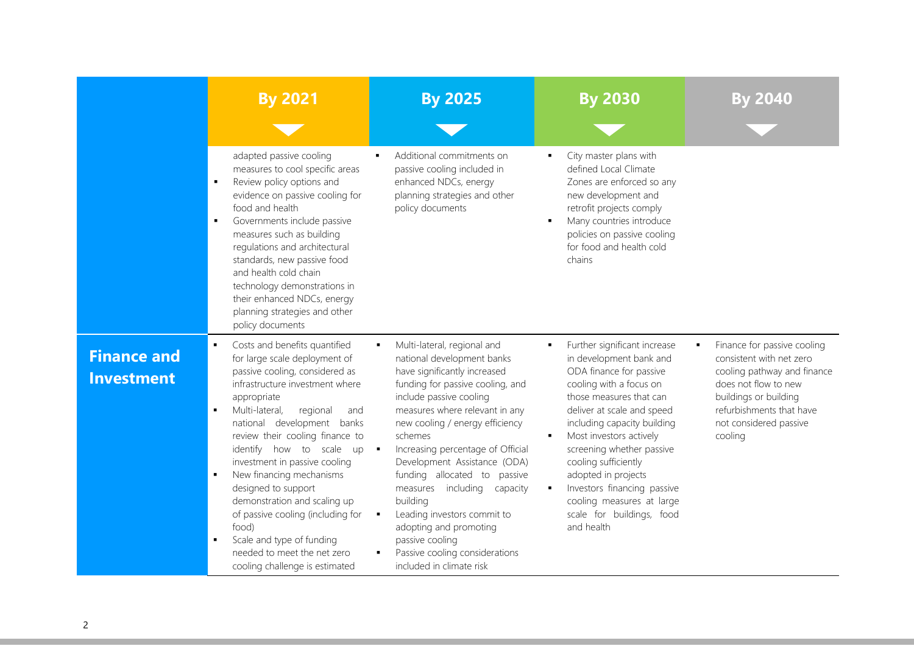| | By 2021 | By 2025 | By 2030 | By 2040 |
|---|---|---|---|---|
| | adapted passive cooling measures to cool specific areas<br>▪ Review policy options and evidence on passive cooling for food and health<br>▪ Governments include passive measures such as building regulations and architectural standards, new passive food and health cold chain technology demonstrations in their enhanced NDCs, energy planning strategies and other policy documents | ▪ Additional commitments on passive cooling included in enhanced NDCs, energy planning strategies and other policy documents | ▪ City master plans with defined Local Climate Zones are enforced so any new development and retrofit projects comply<br>▪ Many countries introduce policies on passive cooling for food and health cold chains | |
| **Finance and Investment** | ▪ Costs and benefits quantified for large scale deployment of passive cooling, considered as infrastructure investment where appropriate<br>▪ Multi-lateral, regional and national development banks review their cooling finance to identify how to scale up investment in passive cooling<br>▪ New financing mechanisms designed to support demonstration and scaling up of passive cooling (including for food)<br>▪ Scale and type of funding needed to meet the net zero cooling challenge is estimated | ▪ Multi-lateral, regional and national development banks have significantly increased funding for passive cooling, and include passive cooling measures where relevant in any new cooling / energy efficiency schemes<br>▪ Increasing percentage of Official Development Assistance (ODA) funding allocated to passive measures including capacity building<br>▪ Leading investors commit to adopting and promoting passive cooling<br>▪ Passive cooling considerations included in climate risk | ▪ Further significant increase in development bank and ODA finance for passive cooling with a focus on those measures that can deliver at scale and speed including capacity building<br>▪ Most investors actively screening whether passive cooling sufficiently adopted in projects<br>▪ Investors financing passive cooling measures at large scale for buildings, food and health | ▪ Finance for passive cooling consistent with net zero cooling pathway and finance does not flow to new buildings or building refurbishments that have not considered passive cooling |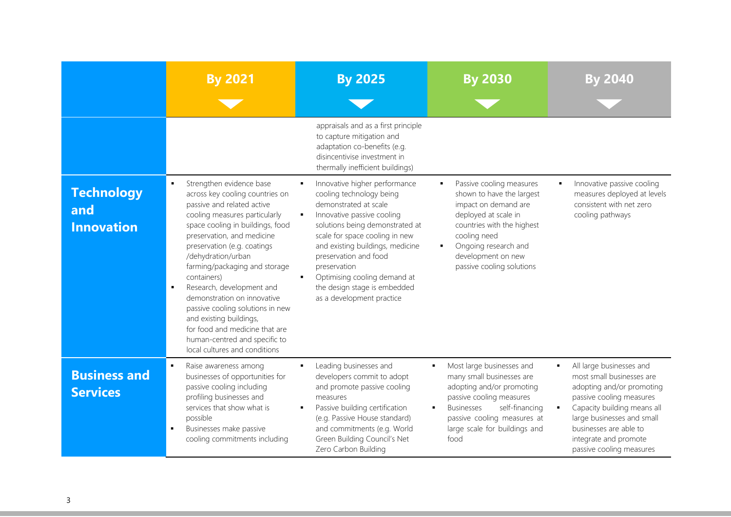| | By 2021 | By 2025 | By 2030 | By 2040 |
|---|---|---|---|---|
| | | appraisals and as a first principle to capture mitigation and adaptation co-benefits (e.g. disincentivise investment in thermally inefficient buildings) | | |
| **Technology and Innovation** | ▪ Strengthen evidence base across key cooling countries on passive and related active cooling measures particularly space cooling in buildings, food preservation, and medicine preservation (e.g. coatings /dehydration/urban farming/packaging and storage containers)<br>▪ Research, development and demonstration on innovative passive cooling solutions in new and existing buildings, for food and medicine that are human-centred and specific to local cultures and conditions | ▪ Innovative higher performance cooling technology being demonstrated at scale<br>▪ Innovative passive cooling solutions being demonstrated at scale for space cooling in new and existing buildings, medicine preservation and food preservation<br>▪ Optimising cooling demand at the design stage is embedded as a development practice | ▪ Passive cooling measures shown to have the largest impact on demand are deployed at scale in countries with the highest cooling need<br>▪ Ongoing research and development on new passive cooling solutions | ▪ Innovative passive cooling measures deployed at levels consistent with net zero cooling pathways |
| **Business and Services** | ▪ Raise awareness among businesses of opportunities for passive cooling including profiling businesses and services that show what is possible<br>▪ Businesses make passive cooling commitments including | ▪ Leading businesses and developers commit to adopt and promote passive cooling measures<br>▪ Passive building certification (e.g. Passive House standard) and commitments (e.g. World Green Building Council's Net Zero Carbon Building | ▪ Most large businesses and many small businesses are adopting and/or promoting passive cooling measures<br>▪ Businesses self-financing passive cooling measures at large scale for buildings and food | ▪ All large businesses and most small businesses are adopting and/or promoting passive cooling measures<br>▪ Capacity building means all large businesses and small businesses are able to integrate and promote passive cooling measures |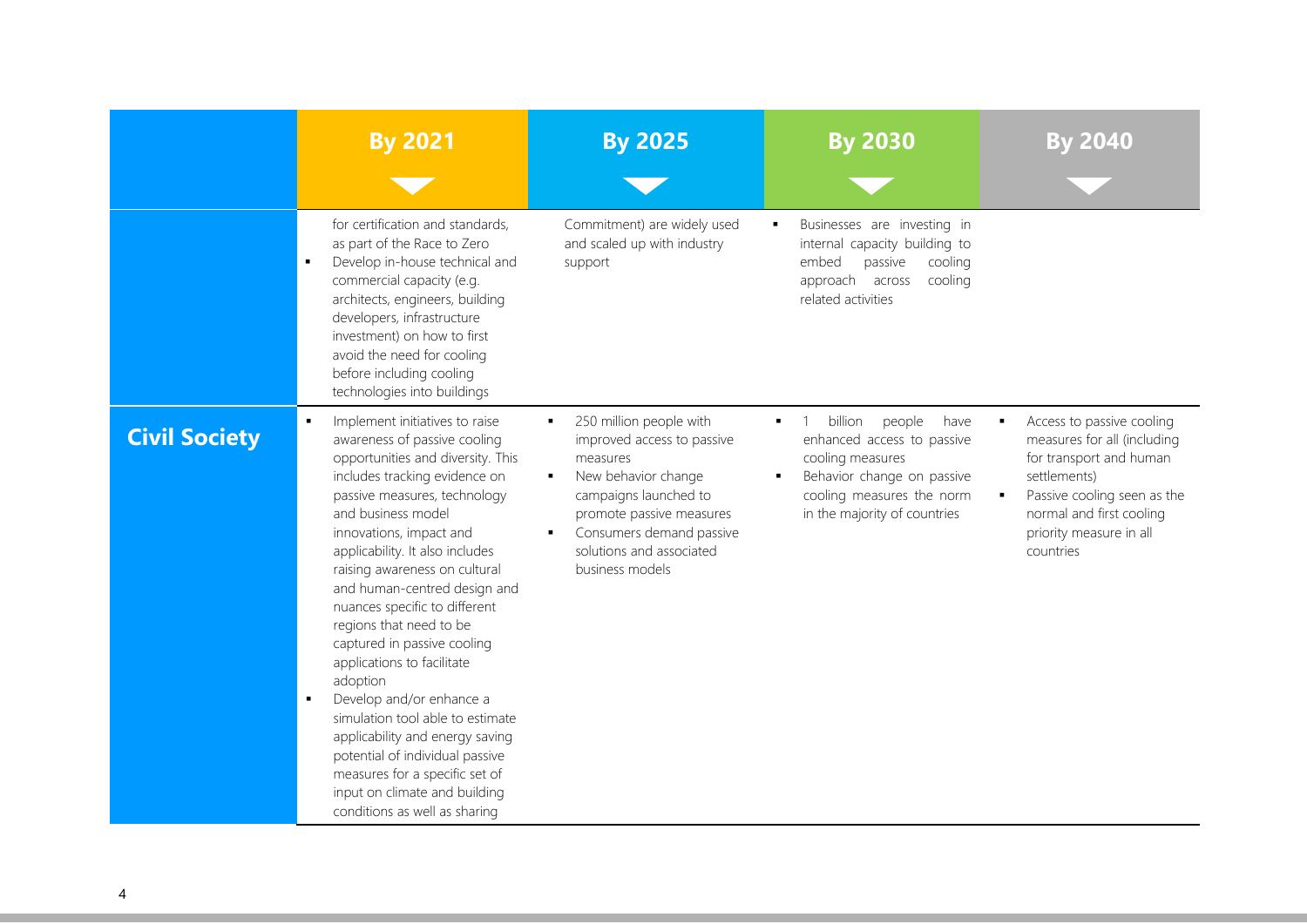| | By 2021 | By 2025 | By 2030 | By 2040 |
|---|---|---|---|---|
| | for certification and standards, as part of the Race to Zero<br>▪ Develop in-house technical and commercial capacity (e.g. architects, engineers, building developers, infrastructure investment) on how to first avoid the need for cooling before including cooling technologies into buildings | Commitment) are widely used and scaled up with industry support | ▪ Businesses are investing in internal capacity building to embed passive cooling approach across cooling related activities | |
| **Civil Society** | ▪ Implement initiatives to raise awareness of passive cooling opportunities and diversity. This includes tracking evidence on passive measures, technology and business model innovations, impact and applicability. It also includes raising awareness on cultural and human-centred design and nuances specific to different regions that need to be captured in passive cooling applications to facilitate adoption<br>▪ Develop and/or enhance a simulation tool able to estimate applicability and energy saving potential of individual passive measures for a specific set of input on climate and building conditions as well as sharing | ▪ 250 million people with improved access to passive measures<br>▪ New behavior change campaigns launched to promote passive measures<br>▪ Consumers demand passive solutions and associated business models | ▪ 1 billion people have enhanced access to passive cooling measures<br>▪ Behavior change on passive cooling measures the norm in the majority of countries | ▪ Access to passive cooling measures for all (including for transport and human settlements)<br>▪ Passive cooling seen as the normal and first cooling priority measure in all countries |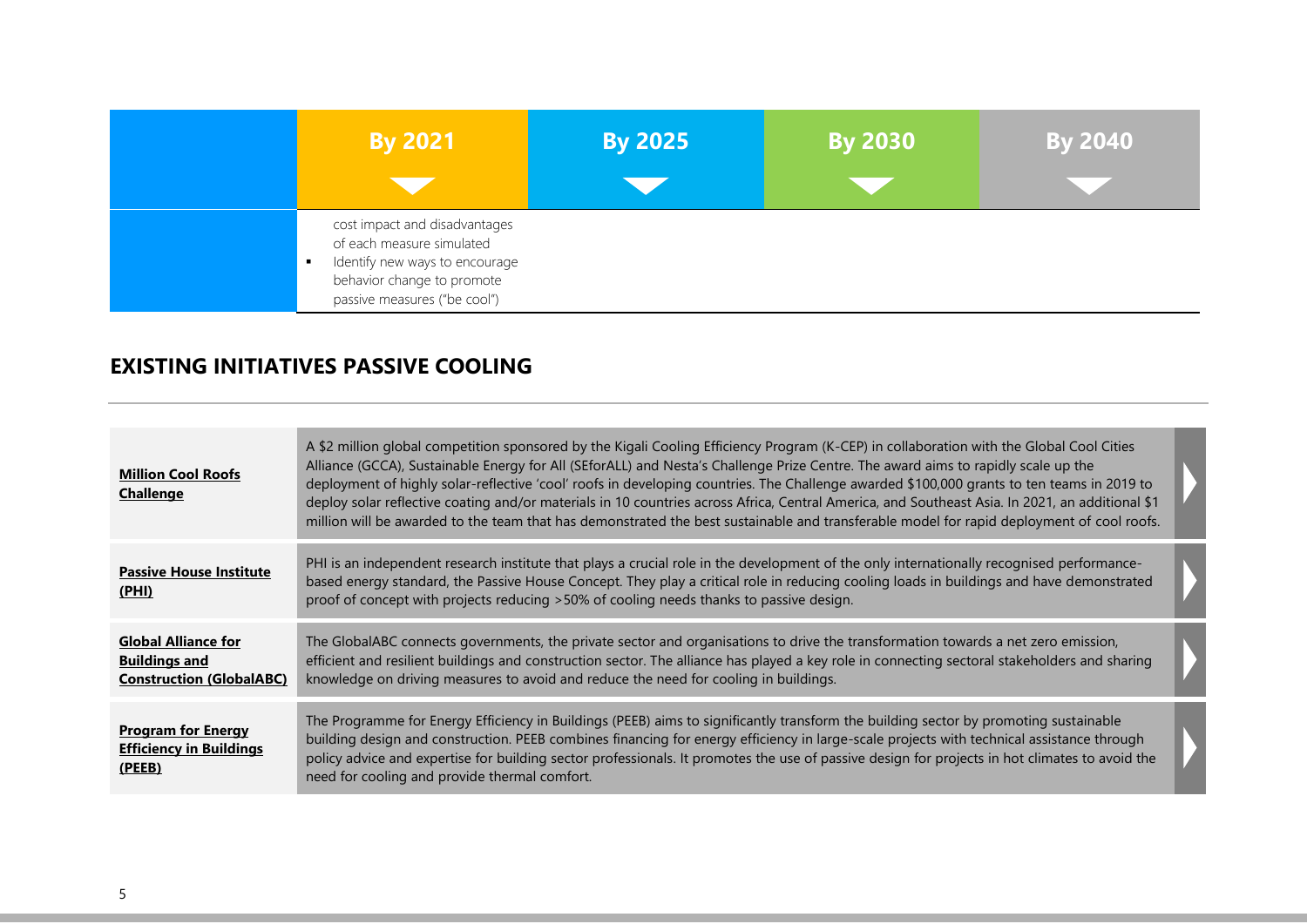| | By 2021 | By 2025 | By 2030 | By 2040 |
|---|---|---|---|---|
| | cost impact and disadvantages of each measure simulated<br>▪ Identify new ways to encourage behavior change to promote passive measures ("be cool") | | | |

## EXISTING INITIATIVES PASSIVE COOLING

| | |
|---|---|
| **Million Cool Roofs Challenge** | A $2 million global competition sponsored by the Kigali Cooling Efficiency Program (K-CEP) in collaboration with the Global Cool Cities Alliance (GCCA), Sustainable Energy for All (SEforALL) and Nesta's Challenge Prize Centre. The award aims to rapidly scale up the deployment of highly solar-reflective 'cool' roofs in developing countries. The Challenge awarded $100,000 grants to ten teams in 2019 to deploy solar reflective coating and/or materials in 10 countries across Africa, Central America, and Southeast Asia. In 2021, an additional $1 million will be awarded to the team that has demonstrated the best sustainable and transferable model for rapid deployment of cool roofs. |
| **Passive House Institute (PHI)** | PHI is an independent research institute that plays a crucial role in the development of the only internationally recognised performance-based energy standard, the Passive House Concept. They play a critical role in reducing cooling loads in buildings and have demonstrated proof of concept with projects reducing >50% of cooling needs thanks to passive design. |
| **Global Alliance for Buildings and Construction (GlobalABC)** | The GlobalABC connects governments, the private sector and organisations to drive the transformation towards a net zero emission, efficient and resilient buildings and construction sector. The alliance has played a key role in connecting sectoral stakeholders and sharing knowledge on driving measures to avoid and reduce the need for cooling in buildings. |
| **Program for Energy Efficiency in Buildings (PEEB)** | The Programme for Energy Efficiency in Buildings (PEEB) aims to significantly transform the building sector by promoting sustainable building design and construction. PEEB combines financing for energy efficiency in large-scale projects with technical assistance through policy advice and expertise for building sector professionals. It promotes the use of passive design for projects in hot climates to avoid the need for cooling and provide thermal comfort. |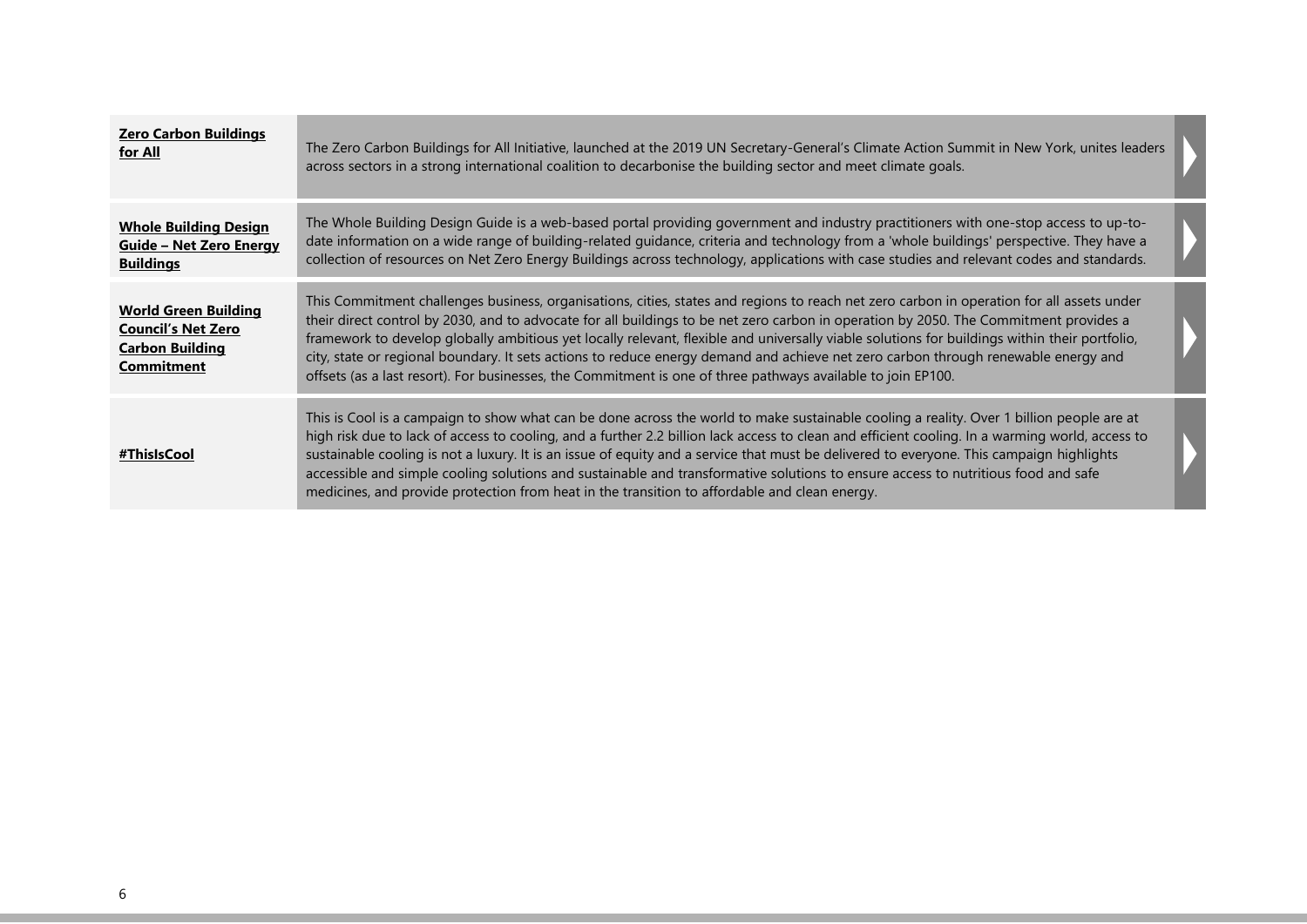| | |
|---|---|
| **Zero Carbon Buildings for All** | The Zero Carbon Buildings for All Initiative, launched at the 2019 UN Secretary-General's Climate Action Summit in New York, unites leaders across sectors in a strong international coalition to decarbonise the building sector and meet climate goals. |
| **Whole Building Design Guide – Net Zero Energy Buildings** | The Whole Building Design Guide is a web-based portal providing government and industry practitioners with one-stop access to up-to-date information on a wide range of building-related guidance, criteria and technology from a 'whole buildings' perspective. They have a collection of resources on Net Zero Energy Buildings across technology, applications with case studies and relevant codes and standards. |
| **World Green Building Council's Net Zero Carbon Building Commitment** | This Commitment challenges business, organisations, cities, states and regions to reach net zero carbon in operation for all assets under their direct control by 2030, and to advocate for all buildings to be net zero carbon in operation by 2050. The Commitment provides a framework to develop globally ambitious yet locally relevant, flexible and universally viable solutions for buildings within their portfolio, city, state or regional boundary. It sets actions to reduce energy demand and achieve net zero carbon through renewable energy and offsets (as a last resort). For businesses, the Commitment is one of three pathways available to join EP100. |
| **#ThisIsCool** | This is Cool is a campaign to show what can be done across the world to make sustainable cooling a reality. Over 1 billion people are at high risk due to lack of access to cooling, and a further 2.2 billion lack access to clean and efficient cooling. In a warming world, access to sustainable cooling is not a luxury. It is an issue of equity and a service that must be delivered to everyone. This campaign highlights accessible and simple cooling solutions and sustainable and transformative solutions to ensure access to nutritious food and safe medicines, and provide protection from heat in the transition to affordable and clean energy. |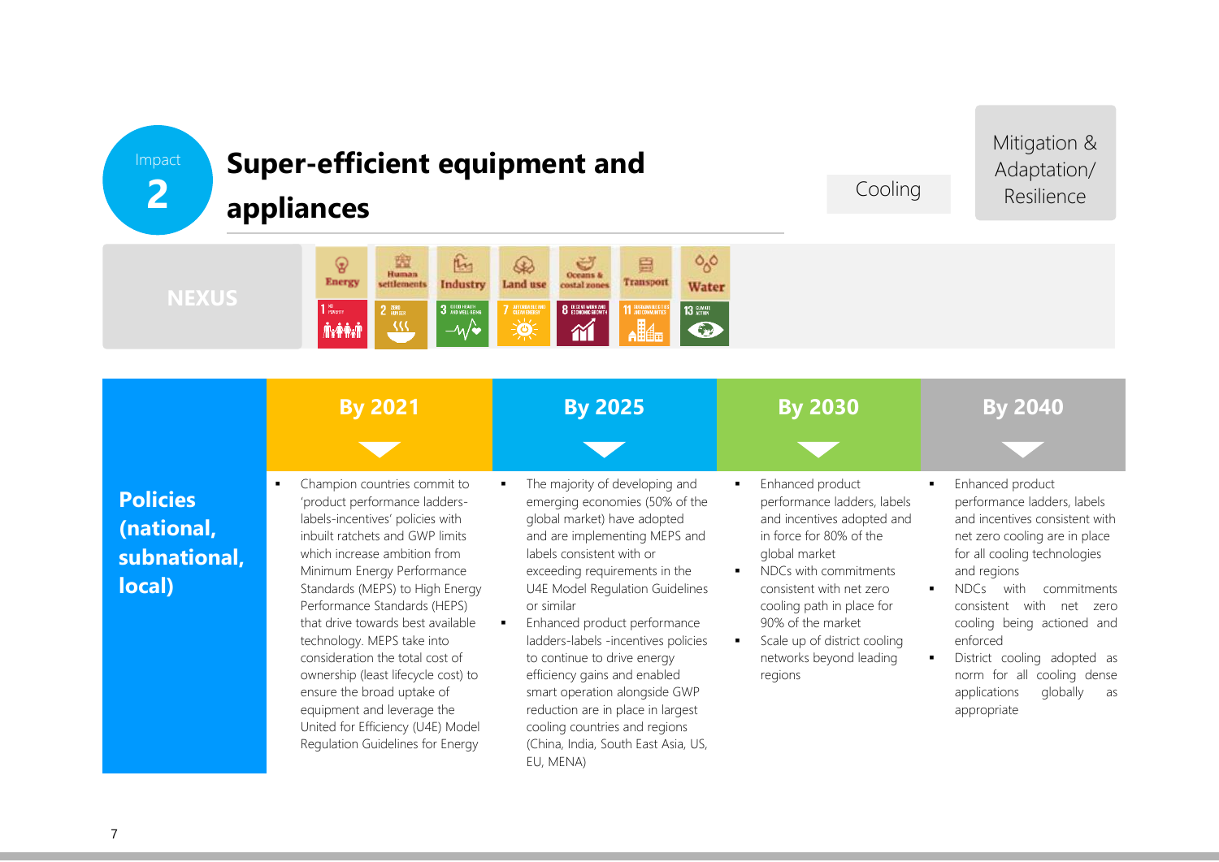Impact **2**

# Super-efficient equipment and appliances

Cooling

Mitigation & Adaptation/ Resilience

**NEXUS**

Energy | Human settlements | Industry | Land use | Oceans & costal zones | Transport | Water

1 No Poverty | 2 Zero Hunger | 3 Good Health and Well-Being | 7 Affordable and Clean Energy | 8 Decent Work and Economic Growth | 11 Sustainable Cities and Communities | 13 Climate Action

| | By 2021 | By 2025 | By 2030 | By 2040 |
|---|---|---|---|---|
| **Policies (national, subnational, local)** | ▪ Champion countries commit to 'product performance ladders-labels-incentives' policies with inbuilt ratchets and GWP limits which increase ambition from Minimum Energy Performance Standards (MEPS) to High Energy Performance Standards (HEPS) that drive towards best available technology. MEPS take into consideration the total cost of ownership (least lifecycle cost) to ensure the broad uptake of equipment and leverage the United for Efficiency (U4E) Model Regulation Guidelines for Energy | ▪ The majority of developing and emerging economies (50% of the global market) have adopted and are implementing MEPS and labels consistent with or exceeding requirements in the U4E Model Regulation Guidelines or similar<br>▪ Enhanced product performance ladders-labels -incentives policies to continue to drive energy efficiency gains and enabled smart operation alongside GWP reduction are in place in largest cooling countries and regions (China, India, South East Asia, US, EU, MENA) | ▪ Enhanced product performance ladders, labels and incentives adopted and in force for 80% of the global market<br>▪ NDCs with commitments consistent with net zero cooling path in place for 90% of the market<br>▪ Scale up of district cooling networks beyond leading regions | ▪ Enhanced product performance ladders, labels and incentives consistent with net zero cooling are in place for all cooling technologies and regions<br>▪ NDCs with commitments consistent with net zero cooling being actioned and enforced<br>▪ District cooling adopted as norm for all cooling dense applications globally as appropriate |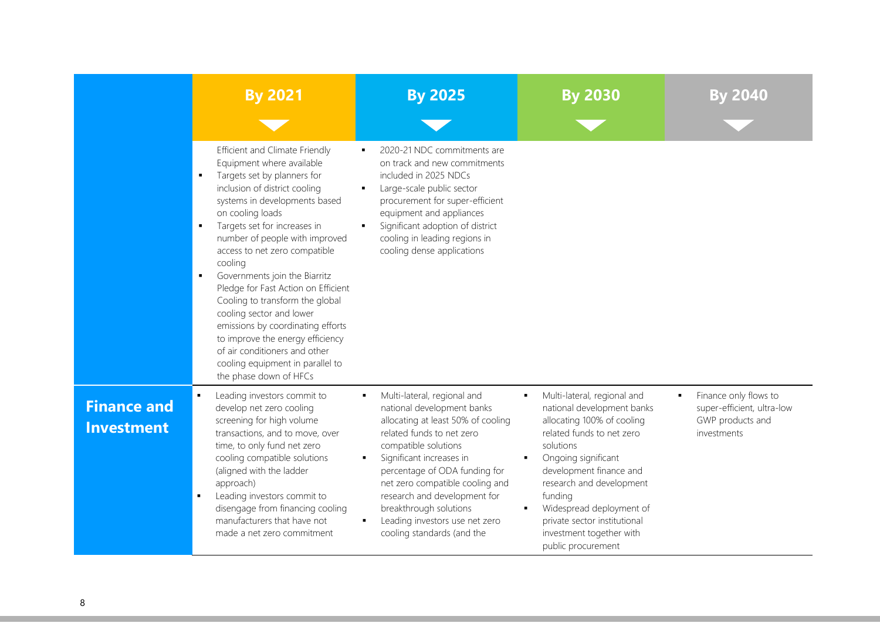| | By 2021 | By 2025 | By 2030 | By 2040 |
|---|---|---|---|---|
| | Efficient and Climate Friendly Equipment where available<br>▪ Targets set by planners for inclusion of district cooling systems in developments based on cooling loads<br>▪ Targets set for increases in number of people with improved access to net zero compatible cooling<br>▪ Governments join the Biarritz Pledge for Fast Action on Efficient Cooling to transform the global cooling sector and lower emissions by coordinating efforts to improve the energy efficiency of air conditioners and other cooling equipment in parallel to the phase down of HFCs | ▪ 2020-21 NDC commitments are on track and new commitments included in 2025 NDCs<br>▪ Large-scale public sector procurement for super-efficient equipment and appliances<br>▪ Significant adoption of district cooling in leading regions in cooling dense applications | | |
| **Finance and Investment** | ▪ Leading investors commit to develop net zero cooling screening for high volume transactions, and to move, over time, to only fund net zero cooling compatible solutions (aligned with the ladder approach)<br>▪ Leading investors commit to disengage from financing cooling manufacturers that have not made a net zero commitment | ▪ Multi-lateral, regional and national development banks allocating at least 50% of cooling related funds to net zero compatible solutions<br>▪ Significant increases in percentage of ODA funding for net zero compatible cooling and research and development for breakthrough solutions<br>▪ Leading investors use net zero cooling standards (and the | ▪ Multi-lateral, regional and national development banks allocating 100% of cooling related funds to net zero solutions<br>▪ Ongoing significant development finance and research and development funding<br>▪ Widespread deployment of private sector institutional investment together with public procurement | ▪ Finance only flows to super-efficient, ultra-low GWP products and investments |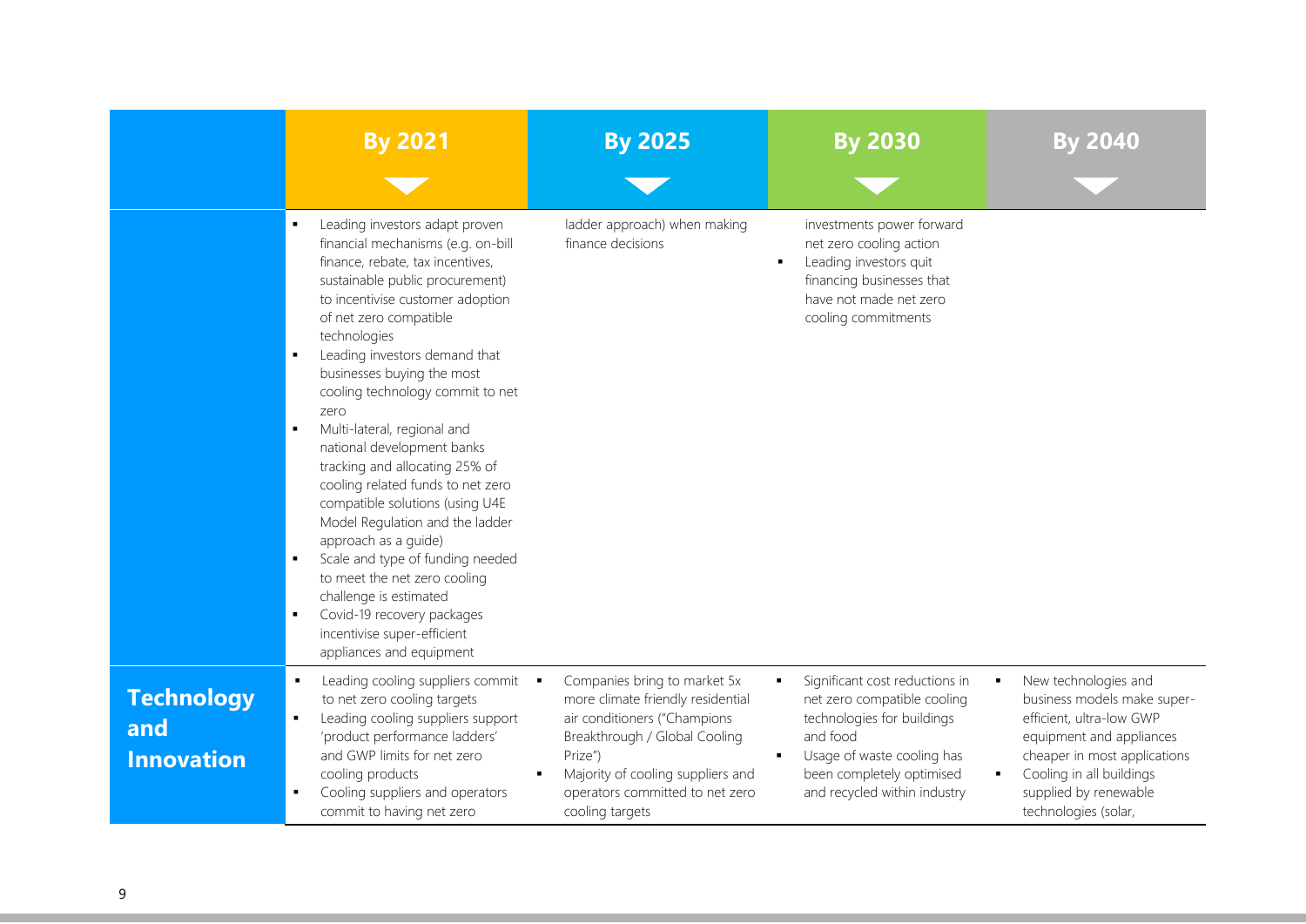| | By 2021 | By 2025 | By 2030 | By 2040 |
|---|---|---|---|---|
| | ▪ Leading investors adapt proven financial mechanisms (e.g. on-bill finance, rebate, tax incentives, sustainable public procurement) to incentivise customer adoption of net zero compatible technologies<br>▪ Leading investors demand that businesses buying the most cooling technology commit to net zero<br>▪ Multi-lateral, regional and national development banks tracking and allocating 25% of cooling related funds to net zero compatible solutions (using U4E Model Regulation and the ladder approach as a guide)<br>▪ Scale and type of funding needed to meet the net zero cooling challenge is estimated<br>▪ Covid-19 recovery packages incentivise super-efficient appliances and equipment | ladder approach) when making finance decisions | investments power forward net zero cooling action<br>▪ Leading investors quit financing businesses that have not made net zero cooling commitments | |
| **Technology and Innovation** | ▪ Leading cooling suppliers commit to net zero cooling targets<br>▪ Leading cooling suppliers support 'product performance ladders' and GWP limits for net zero cooling products<br>▪ Cooling suppliers and operators commit to having net zero | ▪ Companies bring to market 5x more climate friendly residential air conditioners ("Champions Breakthrough / Global Cooling Prize")<br>▪ Majority of cooling suppliers and operators committed to net zero cooling targets | ▪ Significant cost reductions in net zero compatible cooling technologies for buildings and food<br>▪ Usage of waste cooling has been completely optimised and recycled within industry | ▪ New technologies and business models make super-efficient, ultra-low GWP equipment and appliances cheaper in most applications<br>▪ Cooling in all buildings supplied by renewable technologies (solar, |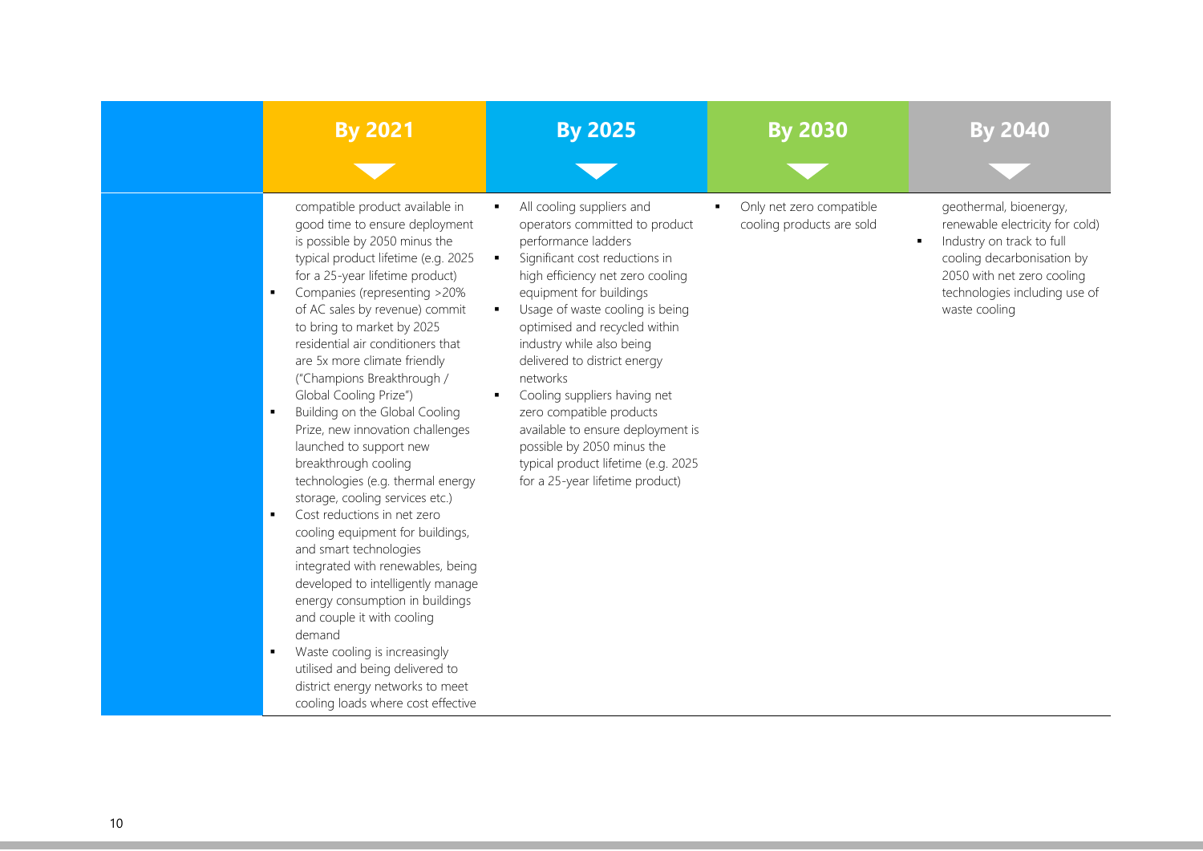| | By 2021 | By 2025 | By 2030 | By 2040 |
|---|---|---|---|---|
| | compatible product available in good time to ensure deployment is possible by 2050 minus the typical product lifetime (e.g. 2025 for a 25-year lifetime product)<br>▪ Companies (representing >20% of AC sales by revenue) commit to bring to market by 2025 residential air conditioners that are 5x more climate friendly ("Champions Breakthrough / Global Cooling Prize")<br>▪ Building on the Global Cooling Prize, new innovation challenges launched to support new breakthrough cooling technologies (e.g. thermal energy storage, cooling services etc.)<br>▪ Cost reductions in net zero cooling equipment for buildings, and smart technologies integrated with renewables, being developed to intelligently manage energy consumption in buildings and couple it with cooling demand<br>▪ Waste cooling is increasingly utilised and being delivered to district energy networks to meet cooling loads where cost effective | ▪ All cooling suppliers and operators committed to product performance ladders<br>▪ Significant cost reductions in high efficiency net zero cooling equipment for buildings<br>▪ Usage of waste cooling is being optimised and recycled within industry while also being delivered to district energy networks<br>▪ Cooling suppliers having net zero compatible products available to ensure deployment is possible by 2050 minus the typical product lifetime (e.g. 2025 for a 25-year lifetime product) | ▪ Only net zero compatible cooling products are sold | geothermal, bioenergy, renewable electricity for cold)<br>▪ Industry on track to full cooling decarbonisation by 2050 with net zero cooling technologies including use of waste cooling |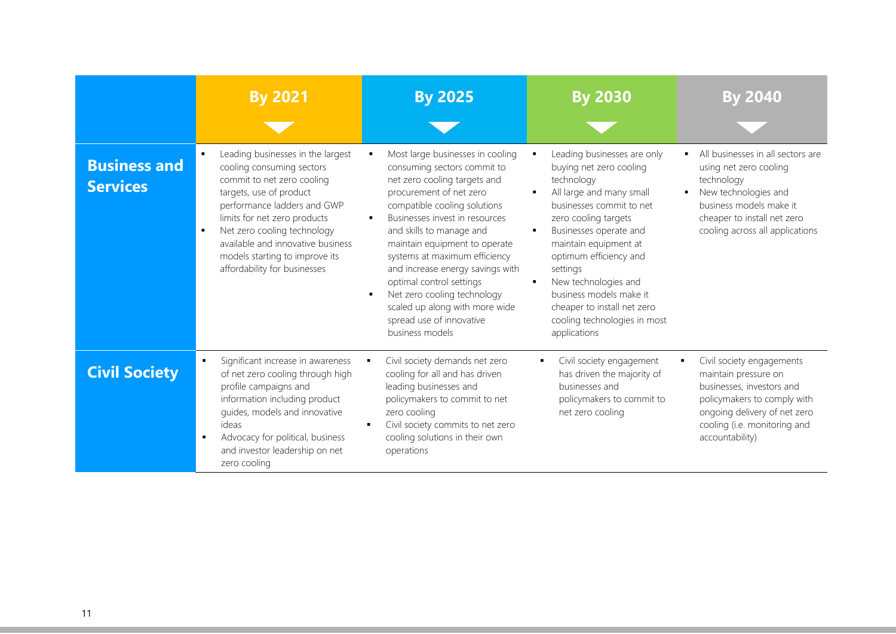| | By 2021 | By 2025 | By 2030 | By 2040 |
|---|---|---|---|---|
| **Business and Services** | ▪ Leading businesses in the largest cooling consuming sectors commit to net zero cooling targets, use of product performance ladders and GWP limits for net zero products<br>▪ Net zero cooling technology available and innovative business models starting to improve its affordability for businesses | ▪ Most large businesses in cooling consuming sectors commit to net zero cooling targets and procurement of net zero compatible cooling solutions<br>▪ Businesses invest in resources and skills to manage and maintain equipment to operate systems at maximum efficiency and increase energy savings with optimal control settings<br>▪ Net zero cooling technology scaled up along with more wide spread use of innovative business models | ▪ Leading businesses are only buying net zero cooling technology<br>▪ All large and many small businesses commit to net zero cooling targets<br>▪ Businesses operate and maintain equipment at optimum efficiency and settings<br>▪ New technologies and business models make it cheaper to install net zero cooling technologies in most applications | ▪ All businesses in all sectors are using net zero cooling technology<br>▪ New technologies and business models make it cheaper to install net zero cooling across all applications |
| **Civil Society** | ▪ Significant increase in awareness of net zero cooling through high profile campaigns and information including product guides, models and innovative ideas<br>▪ Advocacy for political, business and investor leadership on net zero cooling | ▪ Civil society demands net zero cooling for all and has driven leading businesses and policymakers to commit to net zero cooling<br>▪ Civil society commits to net zero cooling solutions in their own operations | ▪ Civil society engagement has driven the majority of businesses and policymakers to commit to net zero cooling | ▪ Civil society engagements maintain pressure on businesses, investors and policymakers to comply with ongoing delivery of net zero cooling (i.e. monitoring and accountability) |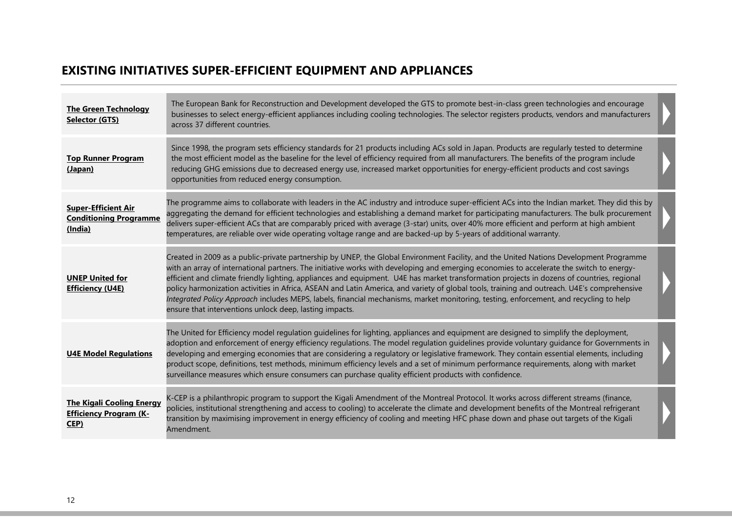## EXISTING INITIATIVES SUPER-EFFICIENT EQUIPMENT AND APPLIANCES

| Initiative | Description |
|---|---|
| **The Green Technology Selector (GTS)** | The European Bank for Reconstruction and Development developed the GTS to promote best-in-class green technologies and encourage businesses to select energy-efficient appliances including cooling technologies. The selector registers products, vendors and manufacturers across 37 different countries. |
| **Top Runner Program (Japan)** | Since 1998, the program sets efficiency standards for 21 products including ACs sold in Japan. Products are regularly tested to determine the most efficient model as the baseline for the level of efficiency required from all manufacturers. The benefits of the program include reducing GHG emissions due to decreased energy use, increased market opportunities for energy-efficient products and cost savings opportunities from reduced energy consumption. |
| **Super-Efficient Air Conditioning Programme (India)** | The programme aims to collaborate with leaders in the AC industry and introduce super-efficient ACs into the Indian market. They did this by aggregating the demand for efficient technologies and establishing a demand market for participating manufacturers. The bulk procurement delivers super-efficient ACs that are comparably priced with average (3-star) units, over 40% more efficient and perform at high ambient temperatures, are reliable over wide operating voltage range and are backed-up by 5-years of additional warranty. |
| **UNEP United for Efficiency (U4E)** | Created in 2009 as a public-private partnership by UNEP, the Global Environment Facility, and the United Nations Development Programme with an array of international partners. The initiative works with developing and emerging economies to accelerate the switch to energy-efficient and climate friendly lighting, appliances and equipment. U4E has market transformation projects in dozens of countries, regional policy harmonization activities in Africa, ASEAN and Latin America, and variety of global tools, training and outreach. U4E's comprehensive *Integrated Policy Approach* includes MEPS, labels, financial mechanisms, market monitoring, testing, enforcement, and recycling to help ensure that interventions unlock deep, lasting impacts. |
| **U4E Model Regulations** | The United for Efficiency model regulation guidelines for lighting, appliances and equipment are designed to simplify the deployment, adoption and enforcement of energy efficiency regulations. The model regulation guidelines provide voluntary guidance for Governments in developing and emerging economies that are considering a regulatory or legislative framework. They contain essential elements, including product scope, definitions, test methods, minimum efficiency levels and a set of minimum performance requirements, along with market surveillance measures which ensure consumers can purchase quality efficient products with confidence. |
| **The Kigali Cooling Energy Efficiency Program (K-CEP)** | K-CEP is a philanthropic program to support the Kigali Amendment of the Montreal Protocol. It works across different streams (finance, policies, institutional strengthening and access to cooling) to accelerate the climate and development benefits of the Montreal refrigerant transition by maximising improvement in energy efficiency of cooling and meeting HFC phase down and phase out targets of the Kigali Amendment. |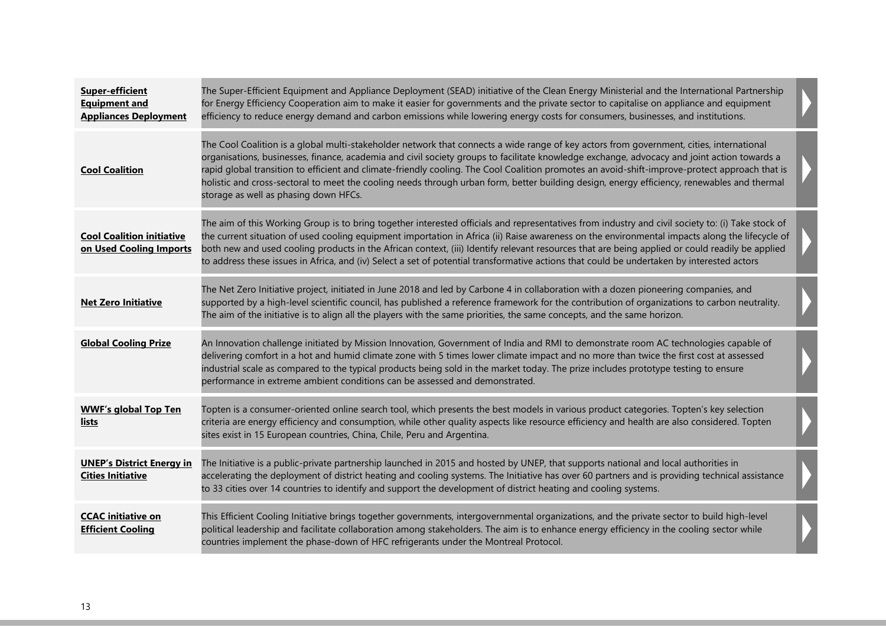| | |
|---|---|
| **Super-efficient Equipment and Appliances Deployment** | The Super-Efficient Equipment and Appliance Deployment (SEAD) initiative of the Clean Energy Ministerial and the International Partnership for Energy Efficiency Cooperation aim to make it easier for governments and the private sector to capitalise on appliance and equipment efficiency to reduce energy demand and carbon emissions while lowering energy costs for consumers, businesses, and institutions. |
| **Cool Coalition** | The Cool Coalition is a global multi-stakeholder network that connects a wide range of key actors from government, cities, international organisations, businesses, finance, academia and civil society groups to facilitate knowledge exchange, advocacy and joint action towards a rapid global transition to efficient and climate-friendly cooling. The Cool Coalition promotes an avoid-shift-improve-protect approach that is holistic and cross-sectoral to meet the cooling needs through urban form, better building design, energy efficiency, renewables and thermal storage as well as phasing down HFCs. |
| **Cool Coalition initiative on Used Cooling Imports** | The aim of this Working Group is to bring together interested officials and representatives from industry and civil society to: (i) Take stock of the current situation of used cooling equipment importation in Africa (ii) Raise awareness on the environmental impacts along the lifecycle of both new and used cooling products in the African context, (iii) Identify relevant resources that are being applied or could readily be applied to address these issues in Africa, and (iv) Select a set of potential transformative actions that could be undertaken by interested actors |
| **Net Zero Initiative** | The Net Zero Initiative project, initiated in June 2018 and led by Carbone 4 in collaboration with a dozen pioneering companies, and supported by a high-level scientific council, has published a reference framework for the contribution of organizations to carbon neutrality. The aim of the initiative is to align all the players with the same priorities, the same concepts, and the same horizon. |
| **Global Cooling Prize** | An Innovation challenge initiated by Mission Innovation, Government of India and RMI to demonstrate room AC technologies capable of delivering comfort in a hot and humid climate zone with 5 times lower climate impact and no more than twice the first cost at assessed industrial scale as compared to the typical products being sold in the market today. The prize includes prototype testing to ensure performance in extreme ambient conditions can be assessed and demonstrated. |
| **WWF's global Top Ten lists** | Topten is a consumer-oriented online search tool, which presents the best models in various product categories. Topten's key selection criteria are energy efficiency and consumption, while other quality aspects like resource efficiency and health are also considered. Topten sites exist in 15 European countries, China, Chile, Peru and Argentina. |
| **UNEP's District Energy in Cities Initiative** | The Initiative is a public-private partnership launched in 2015 and hosted by UNEP, that supports national and local authorities in accelerating the deployment of district heating and cooling systems. The Initiative has over 60 partners and is providing technical assistance to 33 cities over 14 countries to identify and support the development of district heating and cooling systems. |
| **CCAC initiative on Efficient Cooling** | This Efficient Cooling Initiative brings together governments, intergovernmental organizations, and the private sector to build high-level political leadership and facilitate collaboration among stakeholders. The aim is to enhance energy efficiency in the cooling sector while countries implement the phase-down of HFC refrigerants under the Montreal Protocol. |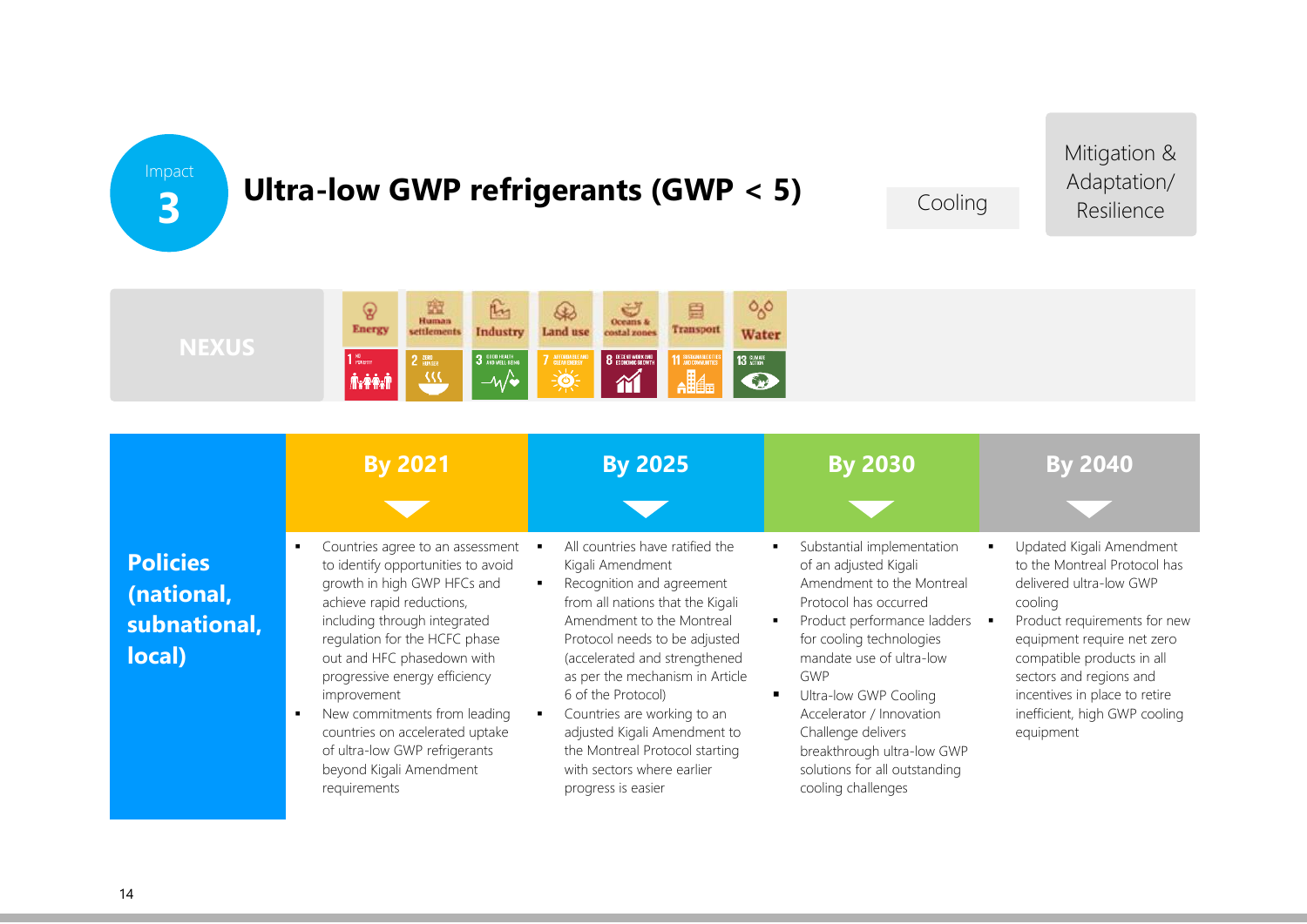Impact **3**

# Ultra-low GWP refrigerants (GWP < 5)

Cooling

Mitigation & Adaptation/ Resilience

**NEXUS**

Energy | Human settlements | Industry | Land use | Oceans & costal zones | Transport | Water

1 No Poverty | 2 Zero Hunger | 3 Good Health and Well-Being | 7 Affordable and Clean Energy | 8 Decent Work and Economic Growth | 11 Sustainable Cities and Communities | 13 Climate Action

| | By 2021 | By 2025 | By 2030 | By 2040 |
|---|---|---|---|---|
| **Policies (national, subnational, local)** | ▪ Countries agree to an assessment to identify opportunities to avoid growth in high GWP HFCs and achieve rapid reductions, including through integrated regulation for the HCFC phase out and HFC phasedown with progressive energy efficiency improvement<br>▪ New commitments from leading countries on accelerated uptake of ultra-low GWP refrigerants beyond Kigali Amendment requirements | ▪ All countries have ratified the Kigali Amendment<br>▪ Recognition and agreement from all nations that the Kigali Amendment to the Montreal Protocol needs to be adjusted (accelerated and strengthened as per the mechanism in Article 6 of the Protocol)<br>▪ Countries are working to an adjusted Kigali Amendment to the Montreal Protocol starting with sectors where earlier progress is easier | ▪ Substantial implementation of an adjusted Kigali Amendment to the Montreal Protocol has occurred<br>▪ Product performance ladders for cooling technologies mandate use of ultra-low GWP<br>▪ Ultra-low GWP Cooling Accelerator / Innovation Challenge delivers breakthrough ultra-low GWP solutions for all outstanding cooling challenges | ▪ Updated Kigali Amendment to the Montreal Protocol has delivered ultra-low GWP cooling<br>▪ Product requirements for new equipment require net zero compatible products in all sectors and regions and incentives in place to retire inefficient, high GWP cooling equipment |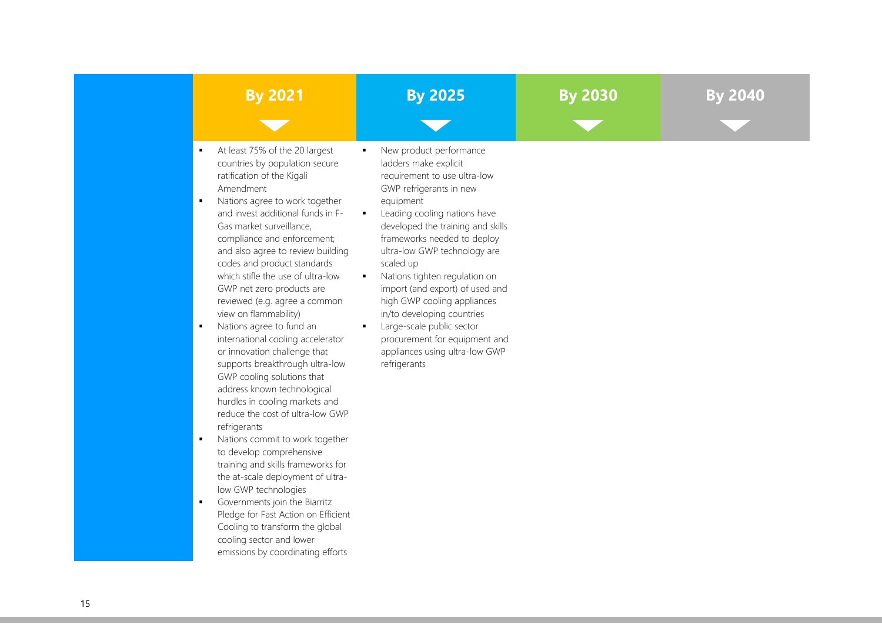## By 2021

- At least 75% of the 20 largest countries by population secure ratification of the Kigali Amendment
- Nations agree to work together and invest additional funds in F-Gas market surveillance, compliance and enforcement; and also agree to review building codes and product standards which stifle the use of ultra-low GWP net zero products are reviewed (e.g. agree a common view on flammability)
- Nations agree to fund an international cooling accelerator or innovation challenge that supports breakthrough ultra-low GWP cooling solutions that address known technological hurdles in cooling markets and reduce the cost of ultra-low GWP refrigerants
- Nations commit to work together to develop comprehensive training and skills frameworks for the at-scale deployment of ultra-low GWP technologies
- Governments join the Biarritz Pledge for Fast Action on Efficient Cooling to transform the global cooling sector and lower emissions by coordinating efforts

## By 2025

- New product performance ladders make explicit requirement to use ultra-low GWP refrigerants in new equipment
- Leading cooling nations have developed the training and skills frameworks needed to deploy ultra-low GWP technology are scaled up
- Nations tighten regulation on import (and export) of used and high GWP cooling appliances in/to developing countries
- Large-scale public sector procurement for equipment and appliances using ultra-low GWP refrigerants

## By 2030

## By 2040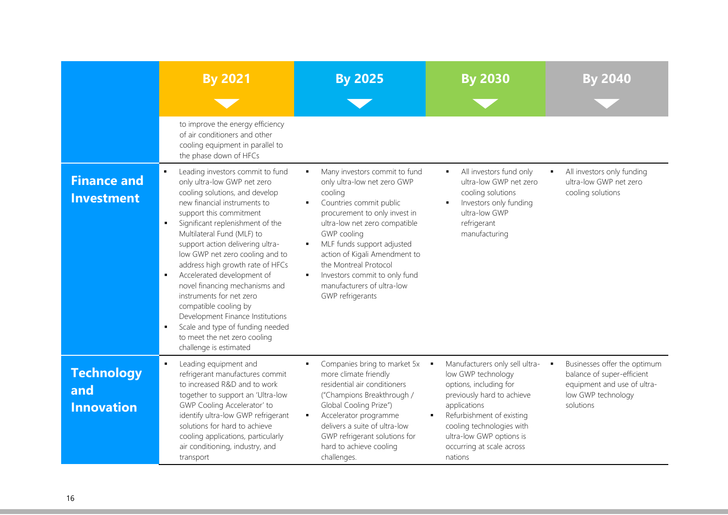| | By 2021 | By 2025 | By 2030 | By 2040 |
|---|---|---|---|---|
| | to improve the energy efficiency of air conditioners and other cooling equipment in parallel to the phase down of HFCs | | | |
| **Finance and Investment** | ▪ Leading investors commit to fund only ultra-low GWP net zero cooling solutions, and develop new financial instruments to support this commitment<br>▪ Significant replenishment of the Multilateral Fund (MLF) to support action delivering ultra-low GWP net zero cooling and to address high growth rate of HFCs<br>▪ Accelerated development of novel financing mechanisms and instruments for net zero compatible cooling by Development Finance Institutions<br>▪ Scale and type of funding needed to meet the net zero cooling challenge is estimated | ▪ Many investors commit to fund only ultra-low net zero GWP cooling<br>▪ Countries commit public procurement to only invest in ultra-low net zero compatible GWP cooling<br>▪ MLF funds support adjusted action of Kigali Amendment to the Montreal Protocol<br>▪ Investors commit to only fund manufacturers of ultra-low GWP refrigerants | ▪ All investors fund only ultra-low GWP net zero cooling solutions<br>▪ Investors only funding ultra-low GWP refrigerant manufacturing | ▪ All investors only funding ultra-low GWP net zero cooling solutions |
| **Technology and Innovation** | ▪ Leading equipment and refrigerant manufactures commit to increased R&D and to work together to support an 'Ultra-low GWP Cooling Accelerator' to identify ultra-low GWP refrigerant solutions for hard to achieve cooling applications, particularly air conditioning, industry, and transport | ▪ Companies bring to market 5x more climate friendly residential air conditioners ("Champions Breakthrough / Global Cooling Prize")<br>▪ Accelerator programme delivers a suite of ultra-low GWP refrigerant solutions for hard to achieve cooling challenges. | ▪ Manufacturers only sell ultra-low GWP technology options, including for previously hard to achieve applications<br>▪ Refurbishment of existing cooling technologies with ultra-low GWP options is occurring at scale across nations | ▪ Businesses offer the optimum balance of super-efficient equipment and use of ultra-low GWP technology solutions |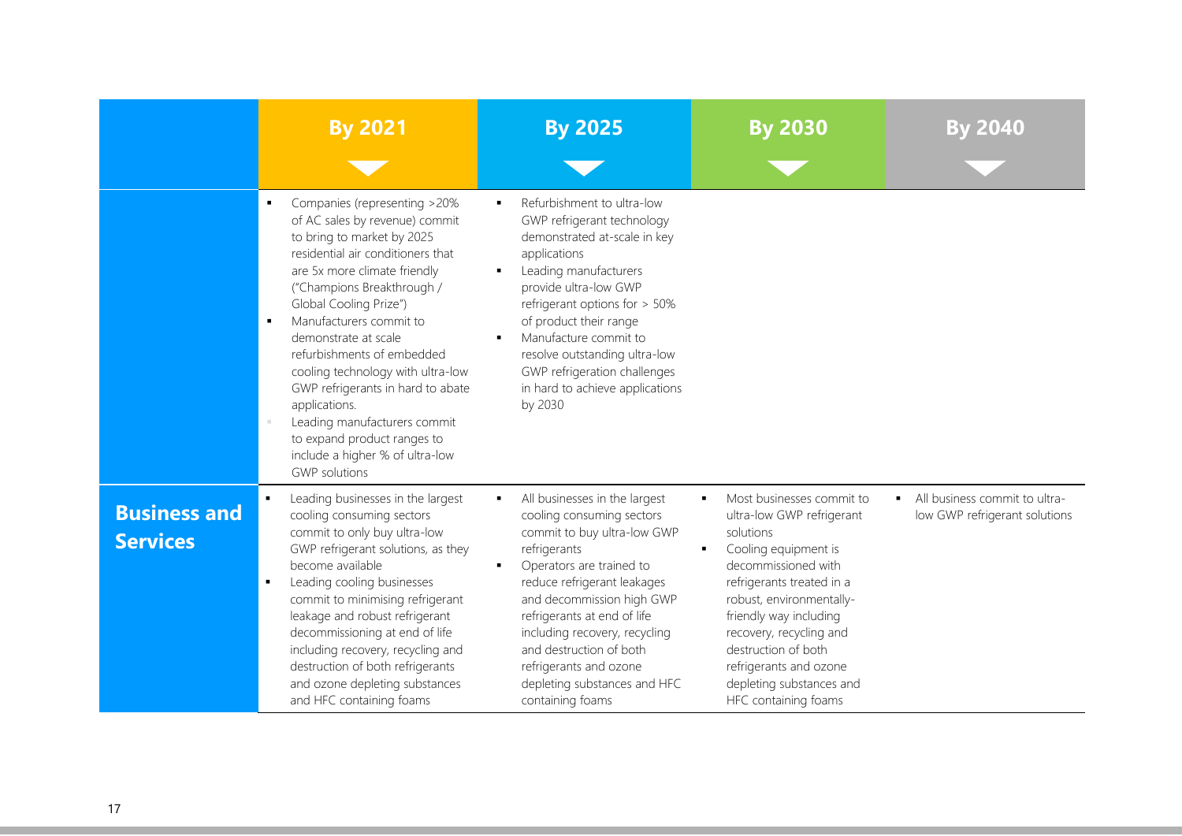| | By 2021 | By 2025 | By 2030 | By 2040 |
|---|---|---|---|---|
| | ▪ Companies (representing >20% of AC sales by revenue) commit to bring to market by 2025 residential air conditioners that are 5x more climate friendly ("Champions Breakthrough / Global Cooling Prize")<br>▪ Manufacturers commit to demonstrate at scale refurbishments of embedded cooling technology with ultra-low GWP refrigerants in hard to abate applications.<br>▪ Leading manufacturers commit to expand product ranges to include a higher % of ultra-low GWP solutions | ▪ Refurbishment to ultra-low GWP refrigerant technology demonstrated at-scale in key applications<br>▪ Leading manufacturers provide ultra-low GWP refrigerant options for > 50% of product their range<br>▪ Manufacture commit to resolve outstanding ultra-low GWP refrigeration challenges in hard to achieve applications by 2030 | | |
| **Business and Services** | ▪ Leading businesses in the largest cooling consuming sectors commit to only buy ultra-low GWP refrigerant solutions, as they become available<br>▪ Leading cooling businesses commit to minimising refrigerant leakage and robust refrigerant decommissioning at end of life including recovery, recycling and destruction of both refrigerants and ozone depleting substances and HFC containing foams | ▪ All businesses in the largest cooling consuming sectors commit to buy ultra-low GWP refrigerants<br>▪ Operators are trained to reduce refrigerant leakages and decommission high GWP refrigerants at end of life including recovery, recycling and destruction of both refrigerants and ozone depleting substances and HFC containing foams | ▪ Most businesses commit to ultra-low GWP refrigerant solutions<br>▪ Cooling equipment is decommissioned with refrigerants treated in a robust, environmentally-friendly way including recovery, recycling and destruction of both refrigerants and ozone depleting substances and HFC containing foams | ▪ All business commit to ultra-low GWP refrigerant solutions |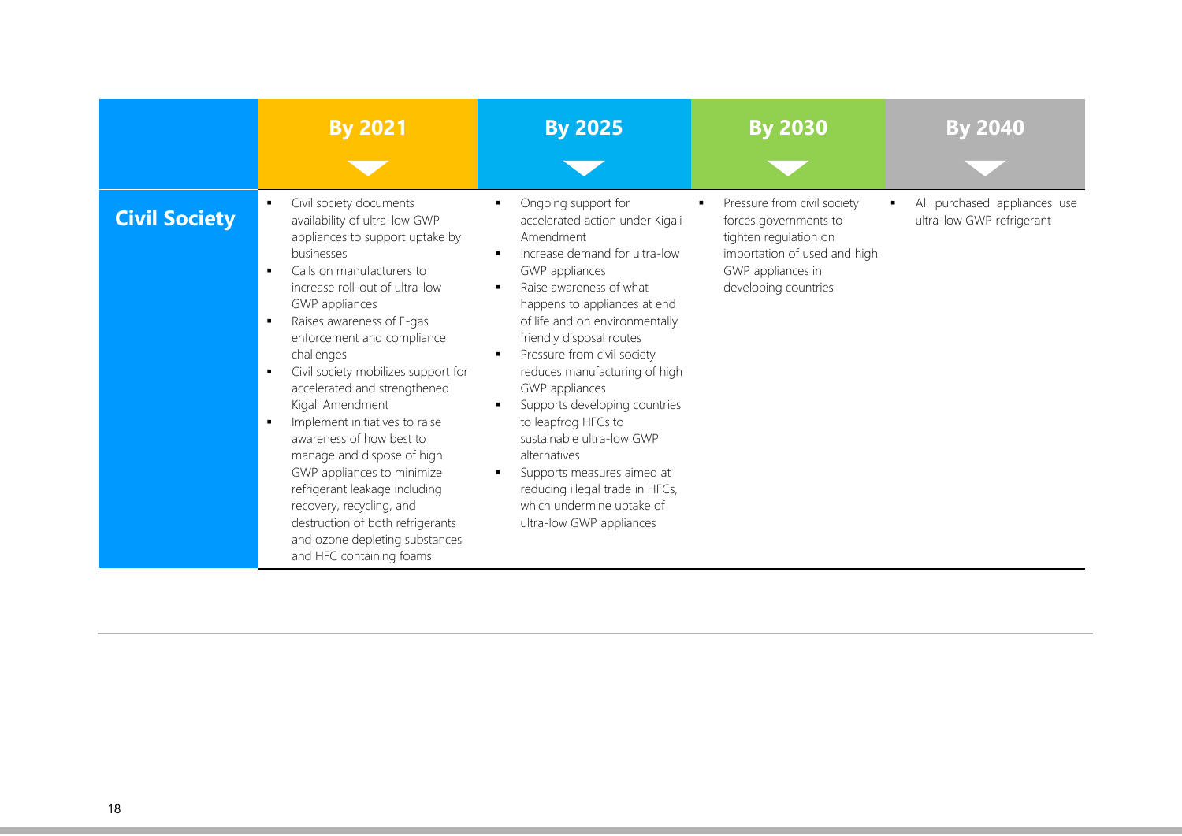| | By 2021 | By 2025 | By 2030 | By 2040 |
|---|---|---|---|---|
| **Civil Society** | ▪ Civil society documents availability of ultra-low GWP appliances to support uptake by businesses<br>▪ Calls on manufacturers to increase roll-out of ultra-low GWP appliances<br>▪ Raises awareness of F-gas enforcement and compliance challenges<br>▪ Civil society mobilizes support for accelerated and strengthened Kigali Amendment<br>▪ Implement initiatives to raise awareness of how best to manage and dispose of high GWP appliances to minimize refrigerant leakage including recovery, recycling, and destruction of both refrigerants and ozone depleting substances and HFC containing foams | ▪ Ongoing support for accelerated action under Kigali Amendment<br>▪ Increase demand for ultra-low GWP appliances<br>▪ Raise awareness of what happens to appliances at end of life and on environmentally friendly disposal routes<br>▪ Pressure from civil society reduces manufacturing of high GWP appliances<br>▪ Supports developing countries to leapfrog HFCs to sustainable ultra-low GWP alternatives<br>▪ Supports measures aimed at reducing illegal trade in HFCs, which undermine uptake of ultra-low GWP appliances | ▪ Pressure from civil society forces governments to tighten regulation on importation of used and high GWP appliances in developing countries | ▪ All purchased appliances use ultra-low GWP refrigerant |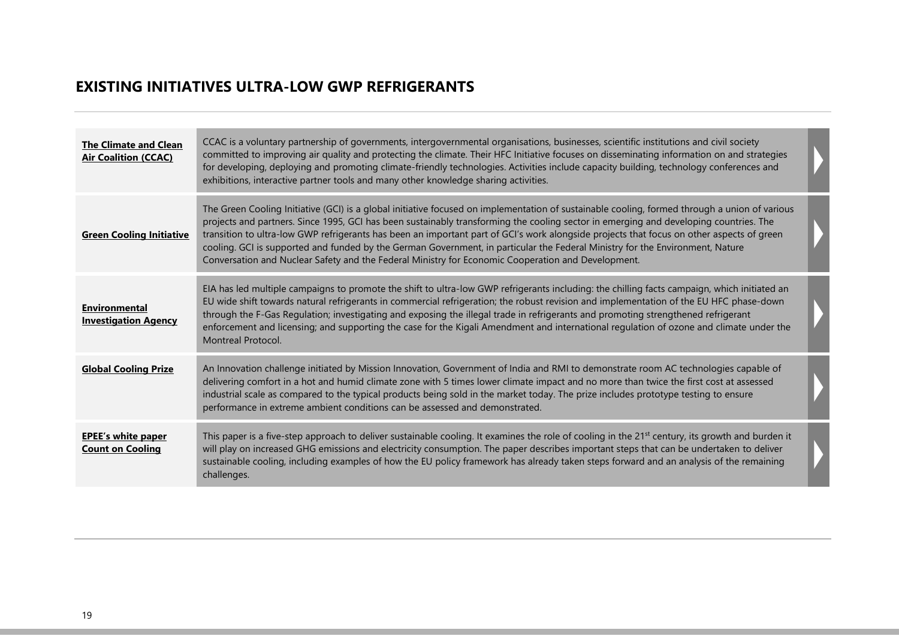## EXISTING INITIATIVES ULTRA-LOW GWP REFRIGERANTS

| | |
|---|---|
| **The Climate and Clean Air Coalition (CCAC)** | CCAC is a voluntary partnership of governments, intergovernmental organisations, businesses, scientific institutions and civil society committed to improving air quality and protecting the climate. Their HFC Initiative focuses on disseminating information on and strategies for developing, deploying and promoting climate-friendly technologies. Activities include capacity building, technology conferences and exhibitions, interactive partner tools and many other knowledge sharing activities. |
| **Green Cooling Initiative** | The Green Cooling Initiative (GCI) is a global initiative focused on implementation of sustainable cooling, formed through a union of various projects and partners. Since 1995, GCI has been sustainably transforming the cooling sector in emerging and developing countries. The transition to ultra-low GWP refrigerants has been an important part of GCI's work alongside projects that focus on other aspects of green cooling. GCI is supported and funded by the German Government, in particular the Federal Ministry for the Environment, Nature Conversation and Nuclear Safety and the Federal Ministry for Economic Cooperation and Development. |
| **Environmental Investigation Agency** | EIA has led multiple campaigns to promote the shift to ultra-low GWP refrigerants including: the chilling facts campaign, which initiated an EU wide shift towards natural refrigerants in commercial refrigeration; the robust revision and implementation of the EU HFC phase-down through the F-Gas Regulation; investigating and exposing the illegal trade in refrigerants and promoting strengthened refrigerant enforcement and licensing; and supporting the case for the Kigali Amendment and international regulation of ozone and climate under the Montreal Protocol. |
| **Global Cooling Prize** | An Innovation challenge initiated by Mission Innovation, Government of India and RMI to demonstrate room AC technologies capable of delivering comfort in a hot and humid climate zone with 5 times lower climate impact and no more than twice the first cost at assessed industrial scale as compared to the typical products being sold in the market today. The prize includes prototype testing to ensure performance in extreme ambient conditions can be assessed and demonstrated. |
| **EPEE's white paper Count on Cooling** | This paper is a five-step approach to deliver sustainable cooling. It examines the role of cooling in the 21st century, its growth and burden it will play on increased GHG emissions and electricity consumption. The paper describes important steps that can be undertaken to deliver sustainable cooling, including examples of how the EU policy framework has already taken steps forward and an analysis of the remaining challenges. |